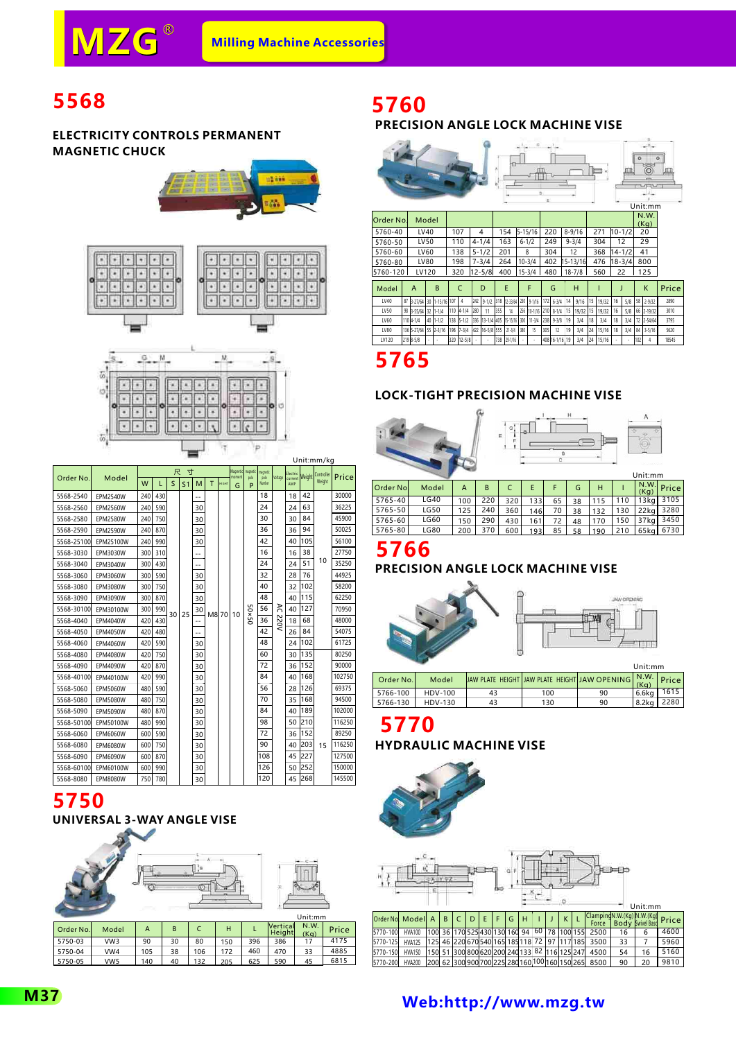# MZG® Milling Machine Accessories

## 5568

### ELECTRICITY CONTROLS PERMANENT MAGNETIC CHUCK

Unit:mm/kg

| Order No. | Model | W | L | S | S1 | M | T | Magnetic pole | G | P | Voltage | Electric current AMP | Weight | Controller Weight | Price |
|---|---|---|---|---|---|---|---|---|---|---|---|---|---|---|---|
| 5568-2540 | EPM2540W | 240 | 430 | 30 | 25 | -- | M8 | 70 | 10 | 50×50 | AC 220V | 18 | 18 | 42 | 30000 |
| 5568-2560 | EPM2560W | 240 | 590 | | | 30 | | | | | | 24 | 24 | 63 | 36225 |
| 5568-2580 | EPM2580W | 240 | 750 | | | 30 | | | | | | 30 | 30 | 84 | 45900 |
| 5568-2590 | EPM2590W | 240 | 870 | | | 30 | | | | | | 36 | 36 | 94 | 50025 |
| 5568-25100 | EPM25100W | 240 | 990 | | | 30 | | | | | | 42 | 40 | 105 | 56100 |
| 5568-3030 | EPM3030W | 300 | 310 | | | -- | | | | | | 16 | 16 | 38 | 27750 |
| 5568-3040 | EPM3040W | 300 | 430 | | | -- | | | | | | 24 | 24 | 51 | 35250 |
| 5568-3060 | EPM3060W | 300 | 590 | | | 30 | | | | | | 32 | 28 | 76 | 44925 |
| 5568-3080 | EPM3080W | 300 | 750 | | | 30 | | | | | | 40 | 32 | 102 | 58200 |
| 5568-3090 | EPM3090W | 300 | 870 | | | 30 | | | | | | 48 | 40 | 115 | 62250 |
| 5568-30100 | EPM30100W | 300 | 990 | | | 30 | | | | | | 56 | 40 | 127 | 70950 |
| 5568-4040 | EPM4040W | 420 | 430 | | | -- | | | | | | 36 | 18 | 68 | 48000 |
| 5568-4050 | EPM4050W | 420 | 480 | | | -- | | | | | | 42 | 26 | 84 | 54075 |
| 5568-4060 | EPM4060W | 420 | 590 | | | 30 | | | | | | 48 | 24 | 102 | 61725 |
| 5568-4080 | EPM4080W | 420 | 750 | | | 30 | | | | | | 60 | 30 | 135 | 80250 |
| 5568-4090 | EPM4090W | 420 | 870 | | | 30 | | | | | | 72 | 36 | 152 | 90000 |
| 5568-40100 | EPM40100W | 420 | 990 | | | 30 | | | | | | 84 | 40 | 168 | 102750 |
| 5568-5060 | EPM5060W | 480 | 590 | | | 30 | | | | | | 56 | 28 | 126 | 69375 |
| 5568-5080 | EPM5080W | 480 | 750 | | | 30 | | | | | | 70 | 35 | 168 | 94500 |
| 5568-5090 | EPM5090W | 480 | 870 | | | 30 | | | | | | 84 | 40 | 189 | 102000 |
| 5568-50100 | EPM50100W | 480 | 990 | | | 30 | | | | | | 98 | 50 | 210 | 116250 |
| 5568-6060 | EPM6060W | 600 | 590 | | | 30 | | | | | | 72 | 36 | 152 | 89250 |
| 5568-6080 | EPM6080W | 600 | 750 | | | 30 | | | | | | 90 | 40 | 203 | 116250 |
| 5568-6090 | EPM6090W | 600 | 870 | | | 30 | | | | | | 108 | 45 | 227 | 127500 |
| 5568-60100 | EPM60100W | 600 | 990 | | | 30 | | | | | | 126 | 50 | 252 | 150000 |
| 5568-8080 | EPM8080W | 750 | 780 | | | 30 | | | | | | 120 | 45 | 268 | 145500 |

Controller Weight: 10 (5568-2540 to 5568-5090); 15 (5568-50100 to 5568-8080)

## 5750

### UNIVERSAL 3-WAY ANGLE VISE

Unit:mm

| Order No. | Model | A | B | C | H | L | Vertical Height | N.W. (Kg) | Price |
|---|---|---|---|---|---|---|---|---|---|
| 5750-03 | VW3 | 90 | 30 | 80 | 150 | 396 | 386 | 17 | 4175 |
| 5750-04 | VW4 | 105 | 38 | 106 | 172 | 460 | 470 | 33 | 4885 |
| 5750-05 | VW5 | 140 | 40 | 132 | 205 | 625 | 590 | 45 | 6815 |

## 5760

### PRECISION ANGLE LOCK MACHINE VISE

Unit:mm

| Order No. | Model | | | | | | | | | N.W. (Kg) |
|---|---|---|---|---|---|---|---|---|---|---|
| 5760-40 | LV40 | 107 | 4 | 154 | 5-15/16 | 220 | 8-9/16 | 271 | 10-1/2 | 20 |
| 5760-50 | LV50 | 110 | 4-1/4 | 163 | 6-1/2 | 249 | 9-3/4 | 304 | 12 | 29 |
| 5760-60 | LV60 | 138 | 5-1/2 | 201 | 8 | 304 | 12 | 368 | 14-1/2 | 41 |
| 5760-80 | LV80 | 198 | 7-3/4 | 264 | 10-3/4 | 402 | 15-13/16 | 476 | 18-3/4 | 800 |
| 5760-120 | LV120 | 320 | 12-5/8 | 400 | 15-3/4 | 480 | 18-7/8 | 560 | 22 | 125 |

| Model | A | | B | | C | | D | | E | | F | | G | | H | | I | | J | | K | | Price |
|---|---|---|---|---|---|---|---|---|---|---|---|---|---|---|---|---|---|---|---|---|---|---|---|
| LV40 | 87 | 3-27/64 | 30 | 1-15/16 | 107 | 4 | 242 | 9-1/2 | 318 | 12-33/64 | 230 | 9-1/16 | 172 | 6-3/4 | 14 | 9/16 | 15 | 19/32 | 16 | 5/8 | 58 | 2-9/32 | 2890 |
| LV50 | 98 | 3-55/64 | 32 | 1-1/4 | 110 | 4-1/4 | 280 | 11 | 355 | 14 | 256 | 10-1/16 | 210 | 8-1/4 | 15 | 19/32 | 15 | 19/32 | 16 | 5/8 | 66 | 2-19/32 | 3010 |
| LV60 | 110 | 4-1/4 | 40 | 1-1/2 | 138 | 5-1/2 | 336 | 13-1/4 | 405 | 15-15/16 | 300 | 11-3/4 | 238 | 9-3/8 | 19 | 3/4 | 18 | 3/4 | 18 | 3/4 | 72 | 2-54/64 | 3795 |
| LV80 | 136 | 5-27/64 | 55 | 2-3/16 | 198 | 7-3/4 | 422 | 16-5/8 | 555 | 21-3/4 | 380 | 15 | 305 | 12 | 19 | 3/4 | 24 | 15/16 | 18 | 3/4 | 84 | 3-5/16 | 5620 |
| LV120 | 219 | 8-5/8 | - | - | 320 | 12-5/8 | - | - | 738 | 29-1/16 | - | - | 408 | 16-1/16 | 19 | 3/4 | 24 | 15/16 | - | - | 102 | 4 | 18545 |

## 5765

### LOCK-TIGHT PRECISION MACHINE VISE

Unit:mm

| Order No | Model | A | B | C | E | F | G | H | I | N.W. (Kg) | Price |
|---|---|---|---|---|---|---|---|---|---|---|---|
| 5765-40 | LG40 | 100 | 220 | 320 | 133 | 65 | 38 | 115 | 110 | 13kg | 3105 |
| 5765-50 | LG50 | 125 | 240 | 360 | 146 | 70 | 38 | 132 | 130 | 22kg | 3280 |
| 5765-60 | LG60 | 150 | 290 | 430 | 161 | 72 | 48 | 170 | 150 | 37kg | 3450 |
| 5765-80 | LG80 | 200 | 370 | 600 | 193 | 85 | 58 | 190 | 210 | 65kg | 6730 |

## 5766

### PRECISION ANGLE LOCK MACHINE VISE

Unit:mm

| Order No. | Model | JAW PLATE HEIGHT | JAW PLATE HEIGHT | JAW OPENING | N.W. (Kg) | Price |
|---|---|---|---|---|---|---|
| 5766-100 | HDV-100 | 43 | 100 | 90 | 6.6kg | 1615 |
| 5766-130 | HDV-130 | 43 | 130 | 90 | 8.2kg | 2280 |

## 5770

### HYDRAULIC MACHINE VISE

Unit:mm

| Order No | Model | A | B | C | D | E | F | G | H | I | J | K | L | Clamping Force | N.W.(Kg) Body | N.W.(Kg) Swivel Base | Price |
|---|---|---|---|---|---|---|---|---|---|---|---|---|---|---|---|---|---|
| 5770-100 | HVA100 | 100 | 36 | 170 | 525 | 430 | 130 | 160 | 94 | 60 | 78 | 100 | 155 | 2500 | 16 | 6 | 4600 |
| 5770-125 | HVA125 | 125 | 46 | 220 | 670 | 540 | 165 | 185 | 118 | 72 | 97 | 117 | 185 | 3500 | 33 | 7 | 5960 |
| 5770-150 | HVA150 | 150 | 51 | 300 | 800 | 620 | 200 | 240 | 133 | 82 | 116 | 125 | 247 | 4500 | 54 | 16 | 5160 |
| 5770-200 | HVA200 | 200 | 62 | 300 | 900 | 700 | 225 | 280 | 160 | 100 | 160 | 150 | 265 | 8500 | 90 | 20 | 9810 |

Web:http://www.mzg.tw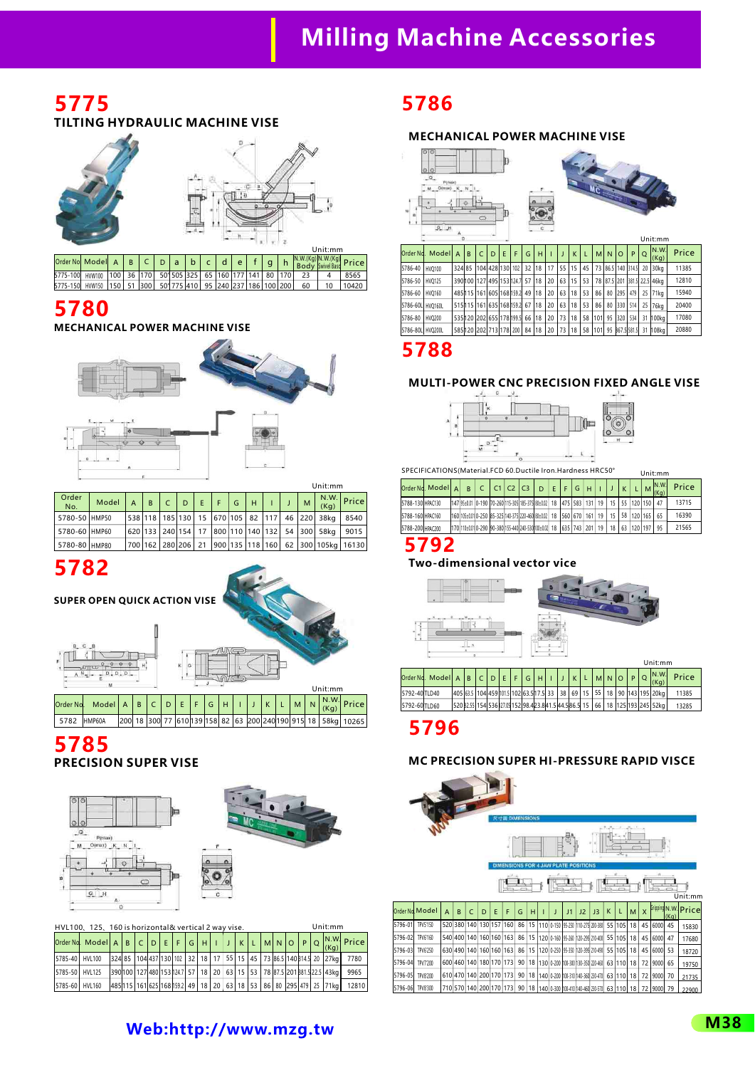# Milling Machine Accessories

## 5775

### TILTING HYDRAULIC MACHINE VISE

Unit:mm

| Order No | Model | A | B | C | D | a | b | c | d | e | f | g | h | N.W.(Kg) Body | N.W.(Kg) Swivel Base | Price |
|---|---|---|---|---|---|---|---|---|---|---|---|---|---|---|---|---|
| 5775-100 | HW100 | 100 | 36 | 170 | 50° | 505 | 325 | 65 | 160 | 177 | 141 | 80 | 170 | 23 | 4 | 8565 |
| 5775-150 | HW150 | 150 | 51 | 300 | 50° | 775 | 410 | 95 | 240 | 237 | 186 | 100 | 200 | 60 | 10 | 10420 |

## 5780

### MECHANICAL POWER MACHINE VISE

Unit:mm

| Order No. | Model | A | B | C | D | E | F | G | H | I | J | M | N.W.(Kg) | Price |
|---|---|---|---|---|---|---|---|---|---|---|---|---|---|---|
| 5780-50 | HMP50 | 538 | 118 | 185 | 130 | 15 | 670 | 105 | 82 | 117 | 46 | 220 | 38kg | 8540 |
| 5780-60 | HMP60 | 620 | 133 | 240 | 154 | 17 | 800 | 110 | 140 | 132 | 54 | 300 | 58kg | 9015 |
| 5780-80 | HMP80 | 700 | 162 | 280 | 206 | 21 | 900 | 135 | 118 | 160 | 62 | 300 | 105kg | 16130 |

## 5782

### SUPER OPEN QUICK ACTION VISE

Unit:mm

| Order No. | Model | A | B | C | D | E | F | G | H | I | J | K | L | M | N | N.W.(Kg) | Price |
|---|---|---|---|---|---|---|---|---|---|---|---|---|---|---|---|---|---|
| 5782 | HMP60A | 200 | 18 | 300 | 77 | 610 | 139 | 158 | 82 | 63 | 200 | 240 | 190 | 915 | 18 | 58kg | 10265 |

## 5785

### PRECISION SUPER VISE

HVL100、125、160 is horizontal & vertical 2 way vise.

Unit:mm

| Order No. | Model | A | B | C | D | E | F | G | H | I | J | K | L | M | N | O | P | Q | N.W.(Kg) | Price |
|---|---|---|---|---|---|---|---|---|---|---|---|---|---|---|---|---|---|---|---|---|
| 5785-40 | HVL100 | 324 | 85 | 104 | 437 | 130 | 102 | 32 | 18 | 17 | 55 | 15 | 45 | 73 | 86.5 | 140 | 314.5 | 20 | 27kg | 7780 |
| 5785-50 | HVL125 | 390 | 100 | 127 | 480 | 153 | 124.7 | 57 | 18 | 20 | 63 | 15 | 53 | 78 | 87.5 | 201 | 381.5 | 22.5 | 43kg | 9965 |
| 5785-60 | HVL160 | 485 | 115 | 161 | 625 | 168 | 159.2 | 49 | 18 | 20 | 63 | 18 | 53 | 86 | 80 | 295 | 479 | 25 | 71kg | 12810 |

## 5786

### MECHANICAL POWER MACHINE VISE

Unit:mm

| Order No. | Model | A | B | C | D | E | F | G | H | I | J | K | L | M | N | O | P | Q | N.W.(Kg) | Price |
|---|---|---|---|---|---|---|---|---|---|---|---|---|---|---|---|---|---|---|---|---|
| 5786-40 | HVQ100 | 324 | 85 | 104 | 428 | 130 | 102 | 32 | 18 | 17 | 55 | 15 | 45 | 73 | 86.5 | 140 | 314.5 | 20 | 30kg | 11385 |
| 5786-50 | HVQ125 | 390 | 100 | 127 | 495 | 153 | 124.7 | 57 | 18 | 20 | 63 | 15 | 53 | 78 | 87.5 | 201 | 381.5 | 22.5 | 46kg | 12810 |
| 5786-60 | HVQ160 | 485 | 115 | 161 | 605 | 168 | 159.2 | 49 | 18 | 20 | 63 | 18 | 53 | 86 | 80 | 295 | 479 | 25 | 71kg | 15940 |
| 5786-60L | HVQ160L | 515 | 115 | 161 | 635 | 168 | 159.2 | 67 | 18 | 20 | 63 | 18 | 53 | 86 | 80 | 330 | 514 | 25 | 76kg | 20400 |
| 5786-80 | HVQ200 | 535 | 120 | 202 | 655 | 178 | 199.5 | 66 | 18 | 20 | 73 | 18 | 58 | 101 | 95 | 320 | 534 | 31 | 100kg | 17080 |
| 5786-80L | HVQ200L | 585 | 120 | 202 | 713 | 178 | 200 | 84 | 18 | 20 | 73 | 18 | 58 | 101 | 95 | 367.5 | 581.5 | 31 | 108kg | 20880 |

## 5788

### MULTI-POWER CNC PRECISION FIXED ANGLE VISE

SPECIFICATIONS(Material.FCD 60.Ductile Iron.Hardness HRC50°

Unit:mm

| Order No. | Model | A | B | C | C1 | C2 | C3 | D | E | F | G | H | I | J | K | L | M | N.W.(Kg) | Price |
|---|---|---|---|---|---|---|---|---|---|---|---|---|---|---|---|---|---|---|---|
| 5788-130 | HPAC130 | 147 | 95±0.01 | 0-190 | 70-260 | 115-305 | 185-375 | 88±0.02 | 18 | 475 | 583 | 131 | 19 | 15 | 55 | 120 | 150 | 47 | 13715 |
| 5788-160 | HPAC160 | 160 | 105±0.01 | 0-250 | 85-325 | 140-375 | 220-460 | 88±0.02 | 18 | 560 | 670 | 161 | 19 | 15 | 58 | 120 | 165 | 65 | 16390 |
| 5788-200 | HPAC200 | 170 | 118±0.01 | 0-290 | 90-380 | 155-440 | 240-530 | 100±0.02 | 18 | 635 | 743 | 201 | 19 | 18 | 63 | 120 | 197 | 95 | 21565 |

## 5792

### Two-dimensional vector vice

Unit:mm

| Order No. | Model | A | B | C | D | E | F | G | H | I | J | K | L | M | N | O | P | Q | N.W.(Kg) | Price |
|---|---|---|---|---|---|---|---|---|---|---|---|---|---|---|---|---|---|---|---|---|
| 5792-40 | TLD40 | 405 | 63.5 | 104 | 459 | 101.5 | 102 | 63.5 | 17.5 | 33 | 38 | 69 | 15 | 55 | 18 | 90 | 143 | 195 | 20kg | 11385 |
| 5792-60 | TLD60 | 520 | 82.55 | 154 | 536 | 127.05 | 152 | 98.4 | 23.8 | 41.5 | 44.5 | 86.5 | 15 | 66 | 18 | 125 | 193 | 245 | 52kg | 13285 |

## 5796

### MC PRECISION SUPER HI-PRESSURE RAPID VISCE

尺寸圖 DIMENSIONS

DIMENSIONS FOR 4 JAW PLATE POSITIONS

Unit:mm

| Order No. | Model | A | B | C | D | E | F | G | H | I | J | J1 | J2 | J3 | K | L | M | X | Gripping | N.W.(Kg) | Price |
|---|---|---|---|---|---|---|---|---|---|---|---|---|---|---|---|---|---|---|---|---|---|
| 5796-01 | TPV5150 | 520 | 380 | 140 | 130 | 157 | 160 | 86 | 15 | 110 | 0-150 | 95-250 | 110-275 | 200-380 | 55 | 105 | 18 | 45 | 6000 | 45 | 15830 |
| 5796-02 | TPV6160 | 540 | 400 | 140 | 160 | 160 | 163 | 86 | 15 | 120 | 0-160 | 95-260 | 120-295 | 210-400 | 55 | 105 | 18 | 45 | 6000 | 47 | 17680 |
| 5796-03 | TPV6250 | 630 | 490 | 140 | 160 | 160 | 163 | 86 | 15 | 120 | 0-250 | 95-350 | 120-395 | 210-490 | 55 | 105 | 18 | 45 | 6000 | 53 | 18720 |
| 5796-04 | TPV7200 | 600 | 460 | 140 | 180 | 170 | 173 | 90 | 18 | 130 | 0-200 | 100-300 | 130-350 | 220-460 | 63 | 110 | 18 | 72 | 9000 | 65 | 19750 |
| 5796-05 | TPV8200 | 610 | 470 | 140 | 200 | 170 | 173 | 90 | 18 | 140 | 0-200 | 100-310 | 140-360 | 230-470 | 63 | 110 | 18 | 72 | 9000 | 70 | 21735 |
| 5796-06 | TPV8300 | 710 | 570 | 140 | 200 | 170 | 173 | 90 | 18 | 140 | 0-300 | 100-410 | 140-460 | 230-570 | 63 | 110 | 18 | 72 | 9000 | 79 | 22900 |

Web:http://www.mzg.tw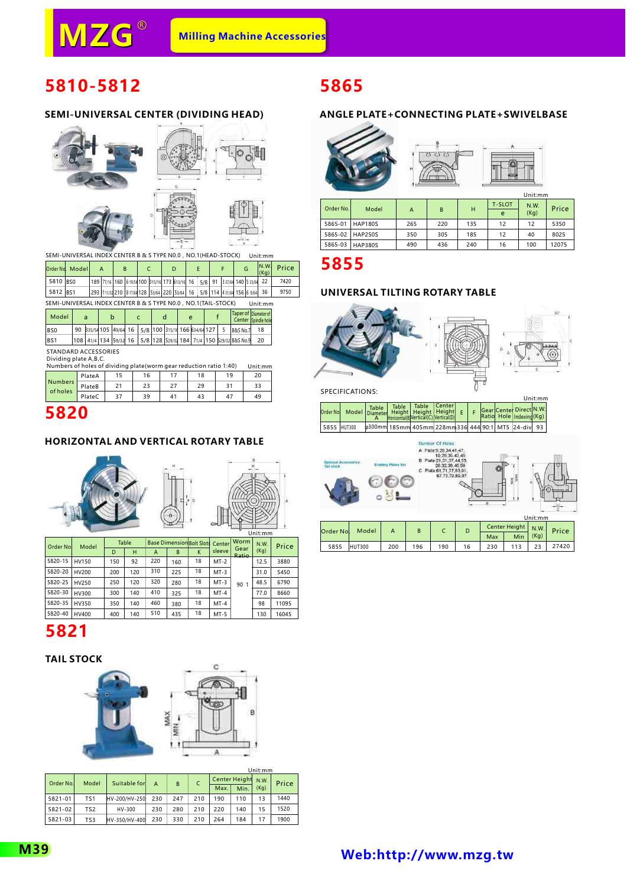# MZG®

**Milling Machine Accessories**

## 5810-5812

### SEMI-UNIVERSAL CENTER (DIVIDING HEAD)

SEMI-UNIVERSAL INDEX CENTER B & S TYPE NO.0 , NO.1(HEAD-STOCK) Unit:mm

| Order No | Model | A | | B | | C | | D | | E | | F | | G | | N.W.(Kg) | Price |
|---|---|---|---|---|---|---|---|---|---|---|---|---|---|---|---|---|---|
| 5810 | BS0 | 189 | 7/16 | 160 | 6 19/64 | 100 | 3 15/16 | 173 | 6 13/16 | 16 | 5/8 | 91 | 3 37/64 | 140 | 5 33/64 | 22 | 7420 |
| 5812 | BS1 | 293 | 11 1/32 | 210 | 8 17/64 | 128 | 5 3/64 | 220 | 5 3/64 | 16 | 5/8 | 114 | 4 31/64 | 156 | 6 9/64 | 36 | 9750 |

SEMI-UNIVERSAL INDEX CENTER B & S TYPE NO.0 , NO.1(TAIL-STOCK) Unit:mm

| Model | a | | b | | c | | d | | e | | f | Taper of Center | Diameter of Spindle hole |
|---|---|---|---|---|---|---|---|---|---|---|---|---|---|
| BS0 | 90 | 3 35/54 | 105 | 49/64 | 16 | 5/8 | 100 | 3 15/16 | 166 | 6 34/64 | 127 | 5 | B&S No.7 | 18 |
| BS1 | 108 | 4 1/4 | 134 | 5 9/32 | 16 | 5/8 | 128 | 5 29/32 | 184 | 7 1/4 | 150 | 5 29/32 | B&S No.9 | 20 |

STANDARD ACCESSORIES
Dividing plate A,B,C.
Numbers of holes of dividing plate(worm gear reduction ratio 1:40) Unit:mm

| Numbers of holes | | | | | | | |
|---|---|---|---|---|---|---|---|
| | PlateA | 15 | 16 | 17 | 18 | 19 | 20 |
| | PlateB | 21 | 23 | 27 | 29 | 31 | 33 |
| | PlateC | 37 | 39 | 41 | 43 | 47 | 49 |

## 5820

### HORIZONTAL AND VERTICAL ROTARY TABLE

Unit:mm

| Order No | Model | Table D | Table H | Base Dimension A | Base Dimension B | Bolt Slots K | Center sleeve | Worm Gear Ratio | N.W.(Kg) | Price |
|---|---|---|---|---|---|---|---|---|---|---|
| 5820-15 | HV150 | 150 | 92 | 220 | 160 | 18 | MT-2 | 90 : 1 | 12.5 | 3880 |
| 5820-20 | HV200 | 200 | 120 | 310 | 225 | 18 | MT-3 | | 31.0 | 5450 |
| 5820-25 | HV250 | 250 | 120 | 320 | 280 | 18 | MT-3 | | 48.5 | 6790 |
| 5820-30 | HV300 | 300 | 140 | 410 | 325 | 18 | MT-4 | | 77.0 | 8660 |
| 5820-35 | HV350 | 350 | 140 | 460 | 380 | 18 | MT-4 | | 98 | 11095 |
| 5820-40 | HV400 | 400 | 140 | 510 | 435 | 18 | MT-5 | | 130 | 16045 |

## 5821

### TAIL STOCK

Unit:mm

| Order No. | Model | Suitable for | A | B | C | Center Height Max. | Center Height Min. | N.W.(Kg) | Price |
|---|---|---|---|---|---|---|---|---|---|
| 5821-01 | TS1 | HV-200/HV-250 | 230 | 247 | 210 | 190 | 110 | 13 | 1440 |
| 5821-02 | TS2 | HV-300 | 230 | 280 | 210 | 220 | 140 | 15 | 1520 |
| 5821-03 | TS3 | HV-350/HV-400 | 230 | 330 | 210 | 264 | 184 | 17 | 1900 |

## 5865

### ANGLE PLATE+CONNECTING PLATE+SWIVELBASE

Unit:mm

| Order No. | Model | A | B | H | T-SLOT e | N.W.(Kg) | Price |
|---|---|---|---|---|---|---|---|
| 5865-01 | HAP180S | 265 | 220 | 135 | 12 | 12 | 5350 |
| 5865-02 | HAP250S | 350 | 305 | 185 | 12 | 40 | 8025 |
| 5865-03 | HAP380S | 490 | 436 | 240 | 16 | 100 | 12075 |

## 5855

### UNIVERSAL TILTING ROTARY TABLE

SPECIFICATIONS:

Unit:mm

| Order No | Model | Table Diameter A | Table Height Horizontal(B) | Table Height Vertical(C) | Center Height Vertical(D) | E | F | Gear Ratio | Center Hole | Direct Indexing | N.W.(Kg) |
|---|---|---|---|---|---|---|---|---|---|---|---|
| 5855 | HUT300 | φ300mm | 185mm | 405mm | 228mm | 336 | 444 | 90:1 | MT5 | 24-div | 93 |

Number Of Holes:
A Plate:9,29,34,41,47, 10,29,35,43,49
B Plate:21,31,37,44,53, 26,32,38,46,59
C Plate:61,71,77,83,91, 67,73,79,89,97

Optional Accessories: Tail stock

Dividing Plates Set

Unit:mm

| Order No. | Model | A | B | C | D | Center Height Max | Center Height Min | N.W.(Kg) | Price |
|---|---|---|---|---|---|---|---|---|---|
| 5855 | HUT300 | 200 | 196 | 190 | 16 | 230 | 113 | 23 | 27420 |

Web:http://www.mzg.tw